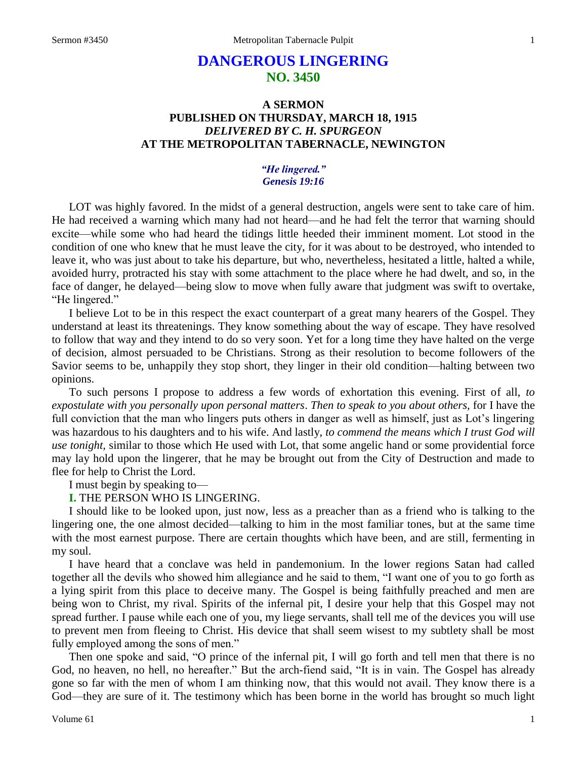# DANGEROUS LINGERING
## NO. 3450

### A SERMON
### PUBLISHED ON THURSDAY, MARCH 18, 1915
### *DELIVERED BY C. H. SPURGEON*
### AT THE METROPOLITAN TABERNACLE, NEWINGTON

*"He lingered."*
*Genesis 19:16*

LOT was highly favored. In the midst of a general destruction, angels were sent to take care of him. He had received a warning which many had not heard—and he had felt the terror that warning should excite—while some who had heard the tidings little heeded their imminent moment. Lot stood in the condition of one who knew that he must leave the city, for it was about to be destroyed, who intended to leave it, who was just about to take his departure, but who, nevertheless, hesitated a little, halted a while, avoided hurry, protracted his stay with some attachment to the place where he had dwelt, and so, in the face of danger, he delayed—being slow to move when fully aware that judgment was swift to overtake, "He lingered."

I believe Lot to be in this respect the exact counterpart of a great many hearers of the Gospel. They understand at least its threatenings. They know something about the way of escape. They have resolved to follow that way and they intend to do so very soon. Yet for a long time they have halted on the verge of decision, almost persuaded to be Christians. Strong as their resolution to become followers of the Savior seems to be, unhappily they stop short, they linger in their old condition—halting between two opinions.

To such persons I propose to address a few words of exhortation this evening. First of all, *to expostulate with you personally upon personal matters*. *Then to speak to you about others,* for I have the full conviction that the man who lingers puts others in danger as well as himself, just as Lot's lingering was hazardous to his daughters and to his wife. And lastly, *to commend the means which I trust God will use tonight,* similar to those which He used with Lot, that some angelic hand or some providential force may lay hold upon the lingerer, that he may be brought out from the City of Destruction and made to flee for help to Christ the Lord.

I must begin by speaking to—

**I.** THE PERSON WHO IS LINGERING.

I should like to be looked upon, just now, less as a preacher than as a friend who is talking to the lingering one, the one almost decided—talking to him in the most familiar tones, but at the same time with the most earnest purpose. There are certain thoughts which have been, and are still, fermenting in my soul.

I have heard that a conclave was held in pandemonium. In the lower regions Satan had called together all the devils who showed him allegiance and he said to them, "I want one of you to go forth as a lying spirit from this place to deceive many. The Gospel is being faithfully preached and men are being won to Christ, my rival. Spirits of the infernal pit, I desire your help that this Gospel may not spread further. I pause while each one of you, my liege servants, shall tell me of the devices you will use to prevent men from fleeing to Christ. His device that shall seem wisest to my subtlety shall be most fully employed among the sons of men."

Then one spoke and said, "O prince of the infernal pit, I will go forth and tell men that there is no God, no heaven, no hell, no hereafter." But the arch-fiend said, "It is in vain. The Gospel has already gone so far with the men of whom I am thinking now, that this would not avail. They know there is a God—they are sure of it. The testimony which has been borne in the world has brought so much light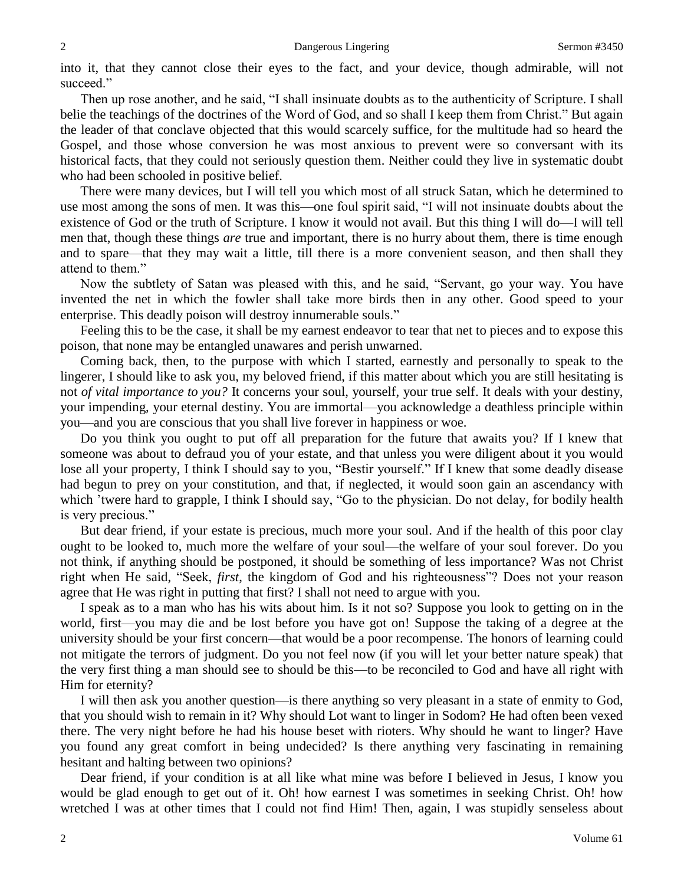into it, that they cannot close their eyes to the fact, and your device, though admirable, will not succeed."

Then up rose another, and he said, "I shall insinuate doubts as to the authenticity of Scripture. I shall belie the teachings of the doctrines of the Word of God, and so shall I keep them from Christ." But again the leader of that conclave objected that this would scarcely suffice, for the multitude had so heard the Gospel, and those whose conversion he was most anxious to prevent were so conversant with its historical facts, that they could not seriously question them. Neither could they live in systematic doubt who had been schooled in positive belief.

There were many devices, but I will tell you which most of all struck Satan, which he determined to use most among the sons of men. It was this—one foul spirit said, "I will not insinuate doubts about the existence of God or the truth of Scripture. I know it would not avail. But this thing I will do—I will tell men that, though these things *are* true and important, there is no hurry about them, there is time enough and to spare—that they may wait a little, till there is a more convenient season, and then shall they attend to them."

Now the subtlety of Satan was pleased with this, and he said, "Servant, go your way. You have invented the net in which the fowler shall take more birds then in any other. Good speed to your enterprise. This deadly poison will destroy innumerable souls."

Feeling this to be the case, it shall be my earnest endeavor to tear that net to pieces and to expose this poison, that none may be entangled unawares and perish unwarned.

Coming back, then, to the purpose with which I started, earnestly and personally to speak to the lingerer, I should like to ask you, my beloved friend, if this matter about which you are still hesitating is not *of vital importance to you?* It concerns your soul, yourself, your true self. It deals with your destiny, your impending, your eternal destiny. You are immortal—you acknowledge a deathless principle within you—and you are conscious that you shall live forever in happiness or woe.

Do you think you ought to put off all preparation for the future that awaits you? If I knew that someone was about to defraud you of your estate, and that unless you were diligent about it you would lose all your property, I think I should say to you, "Bestir yourself." If I knew that some deadly disease had begun to prey on your constitution, and that, if neglected, it would soon gain an ascendancy with which 'twere hard to grapple, I think I should say, "Go to the physician. Do not delay, for bodily health is very precious."

But dear friend, if your estate is precious, much more your soul. And if the health of this poor clay ought to be looked to, much more the welfare of your soul—the welfare of your soul forever. Do you not think, if anything should be postponed, it should be something of less importance? Was not Christ right when He said, "Seek, *first*, the kingdom of God and his righteousness"? Does not your reason agree that He was right in putting that first? I shall not need to argue with you.

I speak as to a man who has his wits about him. Is it not so? Suppose you look to getting on in the world, first—you may die and be lost before you have got on! Suppose the taking of a degree at the university should be your first concern—that would be a poor recompense. The honors of learning could not mitigate the terrors of judgment. Do you not feel now (if you will let your better nature speak) that the very first thing a man should see to should be this—to be reconciled to God and have all right with Him for eternity?

I will then ask you another question—is there anything so very pleasant in a state of enmity to God, that you should wish to remain in it? Why should Lot want to linger in Sodom? He had often been vexed there. The very night before he had his house beset with rioters. Why should he want to linger? Have you found any great comfort in being undecided? Is there anything very fascinating in remaining hesitant and halting between two opinions?

Dear friend, if your condition is at all like what mine was before I believed in Jesus, I know you would be glad enough to get out of it. Oh! how earnest I was sometimes in seeking Christ. Oh! how wretched I was at other times that I could not find Him! Then, again, I was stupidly senseless about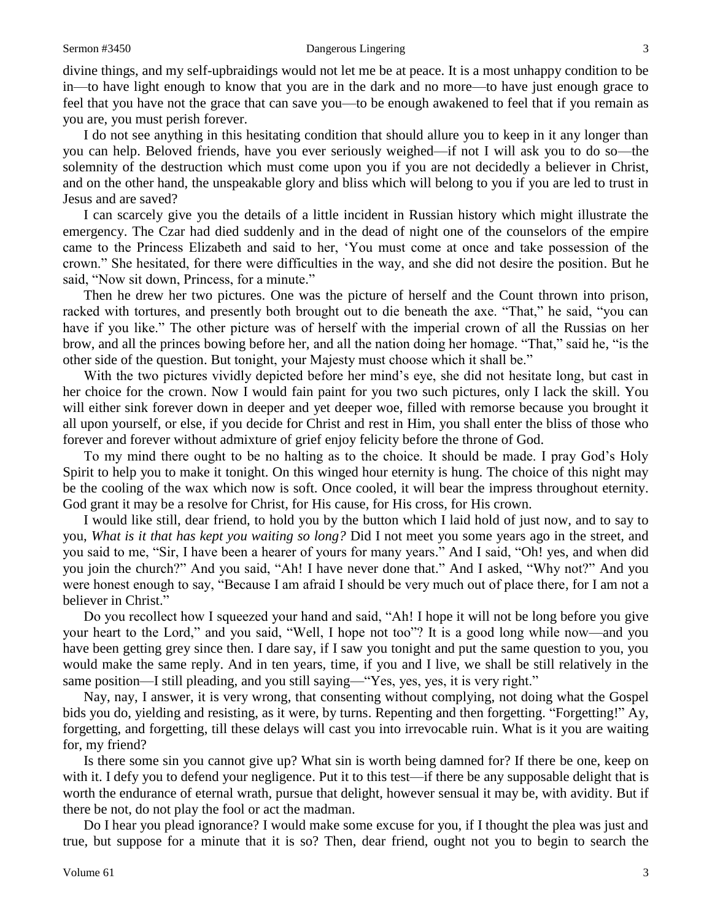divine things, and my self-upbraidings would not let me be at peace. It is a most unhappy condition to be in—to have light enough to know that you are in the dark and no more—to have just enough grace to feel that you have not the grace that can save you—to be enough awakened to feel that if you remain as you are, you must perish forever.

I do not see anything in this hesitating condition that should allure you to keep in it any longer than you can help. Beloved friends, have you ever seriously weighed—if not I will ask you to do so—the solemnity of the destruction which must come upon you if you are not decidedly a believer in Christ, and on the other hand, the unspeakable glory and bliss which will belong to you if you are led to trust in Jesus and are saved?

I can scarcely give you the details of a little incident in Russian history which might illustrate the emergency. The Czar had died suddenly and in the dead of night one of the counselors of the empire came to the Princess Elizabeth and said to her, 'You must come at once and take possession of the crown." She hesitated, for there were difficulties in the way, and she did not desire the position. But he said, "Now sit down, Princess, for a minute."

Then he drew her two pictures. One was the picture of herself and the Count thrown into prison, racked with tortures, and presently both brought out to die beneath the axe. "That," he said, "you can have if you like." The other picture was of herself with the imperial crown of all the Russias on her brow, and all the princes bowing before her, and all the nation doing her homage. "That," said he, "is the other side of the question. But tonight, your Majesty must choose which it shall be."

With the two pictures vividly depicted before her mind's eye, she did not hesitate long, but cast in her choice for the crown. Now I would fain paint for you two such pictures, only I lack the skill. You will either sink forever down in deeper and yet deeper woe, filled with remorse because you brought it all upon yourself, or else, if you decide for Christ and rest in Him, you shall enter the bliss of those who forever and forever without admixture of grief enjoy felicity before the throne of God.

To my mind there ought to be no halting as to the choice. It should be made. I pray God's Holy Spirit to help you to make it tonight. On this winged hour eternity is hung. The choice of this night may be the cooling of the wax which now is soft. Once cooled, it will bear the impress throughout eternity. God grant it may be a resolve for Christ, for His cause, for His cross, for His crown.

I would like still, dear friend, to hold you by the button which I laid hold of just now, and to say to you, *What is it that has kept you waiting so long?* Did I not meet you some years ago in the street, and you said to me, "Sir, I have been a hearer of yours for many years." And I said, "Oh! yes, and when did you join the church?" And you said, "Ah! I have never done that." And I asked, "Why not?" And you were honest enough to say, "Because I am afraid I should be very much out of place there, for I am not a believer in Christ."

Do you recollect how I squeezed your hand and said, "Ah! I hope it will not be long before you give your heart to the Lord," and you said, "Well, I hope not too"? It is a good long while now—and you have been getting grey since then. I dare say, if I saw you tonight and put the same question to you, you would make the same reply. And in ten years, time, if you and I live, we shall be still relatively in the same position—I still pleading, and you still saying—"Yes, yes, yes, it is very right."

Nay, nay, I answer, it is very wrong, that consenting without complying, not doing what the Gospel bids you do, yielding and resisting, as it were, by turns. Repenting and then forgetting. "Forgetting!" Ay, forgetting, and forgetting, till these delays will cast you into irrevocable ruin. What is it you are waiting for, my friend?

Is there some sin you cannot give up? What sin is worth being damned for? If there be one, keep on with it. I defy you to defend your negligence. Put it to this test—if there be any supposable delight that is worth the endurance of eternal wrath, pursue that delight, however sensual it may be, with avidity. But if there be not, do not play the fool or act the madman.

Do I hear you plead ignorance? I would make some excuse for you, if I thought the plea was just and true, but suppose for a minute that it is so? Then, dear friend, ought not you to begin to search the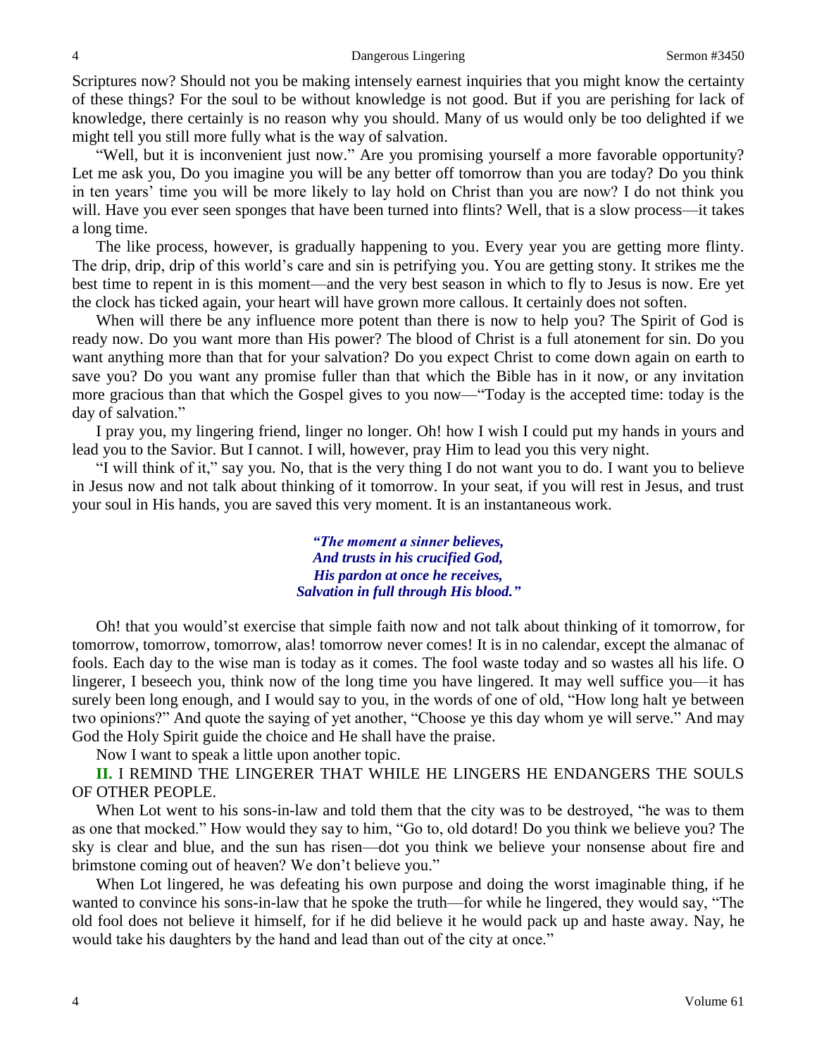Scriptures now? Should not you be making intensely earnest inquiries that you might know the certainty of these things? For the soul to be without knowledge is not good. But if you are perishing for lack of knowledge, there certainly is no reason why you should. Many of us would only be too delighted if we might tell you still more fully what is the way of salvation.

"Well, but it is inconvenient just now." Are you promising yourself a more favorable opportunity? Let me ask you, Do you imagine you will be any better off tomorrow than you are today? Do you think in ten years' time you will be more likely to lay hold on Christ than you are now? I do not think you will. Have you ever seen sponges that have been turned into flints? Well, that is a slow process—it takes a long time.

The like process, however, is gradually happening to you. Every year you are getting more flinty. The drip, drip, drip of this world's care and sin is petrifying you. You are getting stony. It strikes me the best time to repent in is this moment—and the very best season in which to fly to Jesus is now. Ere yet the clock has ticked again, your heart will have grown more callous. It certainly does not soften.

When will there be any influence more potent than there is now to help you? The Spirit of God is ready now. Do you want more than His power? The blood of Christ is a full atonement for sin. Do you want anything more than that for your salvation? Do you expect Christ to come down again on earth to save you? Do you want any promise fuller than that which the Bible has in it now, or any invitation more gracious than that which the Gospel gives to you now—"Today is the accepted time: today is the day of salvation."

I pray you, my lingering friend, linger no longer. Oh! how I wish I could put my hands in yours and lead you to the Savior. But I cannot. I will, however, pray Him to lead you this very night.

"I will think of it," say you. No, that is the very thing I do not want you to do. I want you to believe in Jesus now and not talk about thinking of it tomorrow. In your seat, if you will rest in Jesus, and trust your soul in His hands, you are saved this very moment. It is an instantaneous work.

> ***"The moment a sinner believes,***
> ***And trusts in his crucified God,***
> ***His pardon at once he receives,***
> ***Salvation in full through His blood."***

Oh! that you would'st exercise that simple faith now and not talk about thinking of it tomorrow, for tomorrow, tomorrow, tomorrow, alas! tomorrow never comes! It is in no calendar, except the almanac of fools. Each day to the wise man is today as it comes. The fool waste today and so wastes all his life. O lingerer, I beseech you, think now of the long time you have lingered. It may well suffice you—it has surely been long enough, and I would say to you, in the words of one of old, "How long halt ye between two opinions?" And quote the saying of yet another, "Choose ye this day whom ye will serve." And may God the Holy Spirit guide the choice and He shall have the praise.

Now I want to speak a little upon another topic.

**II.** I REMIND THE LINGERER THAT WHILE HE LINGERS HE ENDANGERS THE SOULS OF OTHER PEOPLE.

When Lot went to his sons-in-law and told them that the city was to be destroyed, "he was to them as one that mocked." How would they say to him, "Go to, old dotard! Do you think we believe you? The sky is clear and blue, and the sun has risen—dot you think we believe your nonsense about fire and brimstone coming out of heaven? We don't believe you."

When Lot lingered, he was defeating his own purpose and doing the worst imaginable thing, if he wanted to convince his sons-in-law that he spoke the truth—for while he lingered, they would say, "The old fool does not believe it himself, for if he did believe it he would pack up and haste away. Nay, he would take his daughters by the hand and lead than out of the city at once."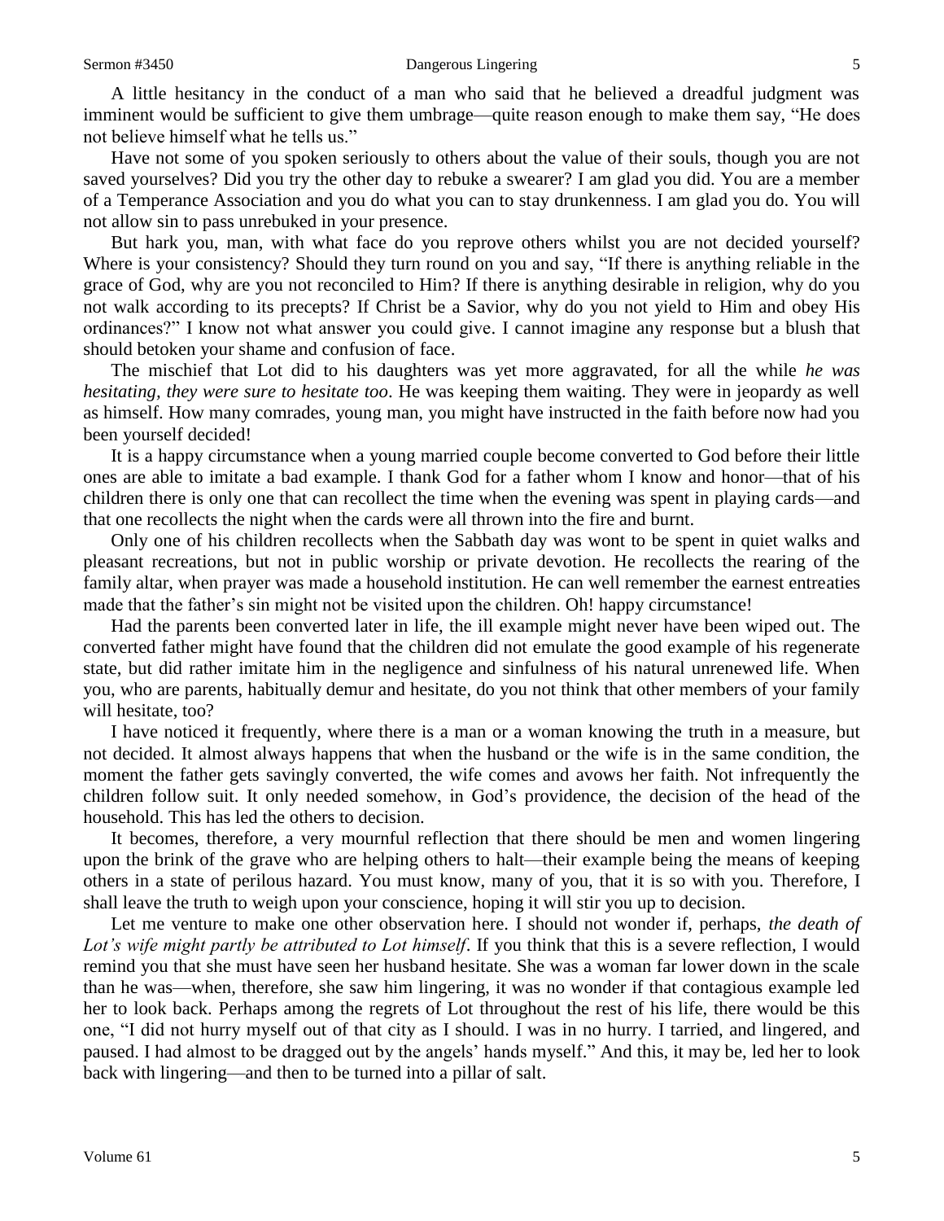A little hesitancy in the conduct of a man who said that he believed a dreadful judgment was imminent would be sufficient to give them umbrage—quite reason enough to make them say, "He does not believe himself what he tells us."

Have not some of you spoken seriously to others about the value of their souls, though you are not saved yourselves? Did you try the other day to rebuke a swearer? I am glad you did. You are a member of a Temperance Association and you do what you can to stay drunkenness. I am glad you do. You will not allow sin to pass unrebuked in your presence.

But hark you, man, with what face do you reprove others whilst you are not decided yourself? Where is your consistency? Should they turn round on you and say, "If there is anything reliable in the grace of God, why are you not reconciled to Him? If there is anything desirable in religion, why do you not walk according to its precepts? If Christ be a Savior, why do you not yield to Him and obey His ordinances?" I know not what answer you could give. I cannot imagine any response but a blush that should betoken your shame and confusion of face.

The mischief that Lot did to his daughters was yet more aggravated, for all the while *he was hesitating, they were sure to hesitate too*. He was keeping them waiting. They were in jeopardy as well as himself. How many comrades, young man, you might have instructed in the faith before now had you been yourself decided!

It is a happy circumstance when a young married couple become converted to God before their little ones are able to imitate a bad example. I thank God for a father whom I know and honor—that of his children there is only one that can recollect the time when the evening was spent in playing cards—and that one recollects the night when the cards were all thrown into the fire and burnt.

Only one of his children recollects when the Sabbath day was wont to be spent in quiet walks and pleasant recreations, but not in public worship or private devotion. He recollects the rearing of the family altar, when prayer was made a household institution. He can well remember the earnest entreaties made that the father's sin might not be visited upon the children. Oh! happy circumstance!

Had the parents been converted later in life, the ill example might never have been wiped out. The converted father might have found that the children did not emulate the good example of his regenerate state, but did rather imitate him in the negligence and sinfulness of his natural unrenewed life. When you, who are parents, habitually demur and hesitate, do you not think that other members of your family will hesitate, too?

I have noticed it frequently, where there is a man or a woman knowing the truth in a measure, but not decided. It almost always happens that when the husband or the wife is in the same condition, the moment the father gets savingly converted, the wife comes and avows her faith. Not infrequently the children follow suit. It only needed somehow, in God's providence, the decision of the head of the household. This has led the others to decision.

It becomes, therefore, a very mournful reflection that there should be men and women lingering upon the brink of the grave who are helping others to halt—their example being the means of keeping others in a state of perilous hazard. You must know, many of you, that it is so with you. Therefore, I shall leave the truth to weigh upon your conscience, hoping it will stir you up to decision.

Let me venture to make one other observation here. I should not wonder if, perhaps, *the death of Lot's wife might partly be attributed to Lot himself*. If you think that this is a severe reflection, I would remind you that she must have seen her husband hesitate. She was a woman far lower down in the scale than he was—when, therefore, she saw him lingering, it was no wonder if that contagious example led her to look back. Perhaps among the regrets of Lot throughout the rest of his life, there would be this one, "I did not hurry myself out of that city as I should. I was in no hurry. I tarried, and lingered, and paused. I had almost to be dragged out by the angels' hands myself." And this, it may be, led her to look back with lingering—and then to be turned into a pillar of salt.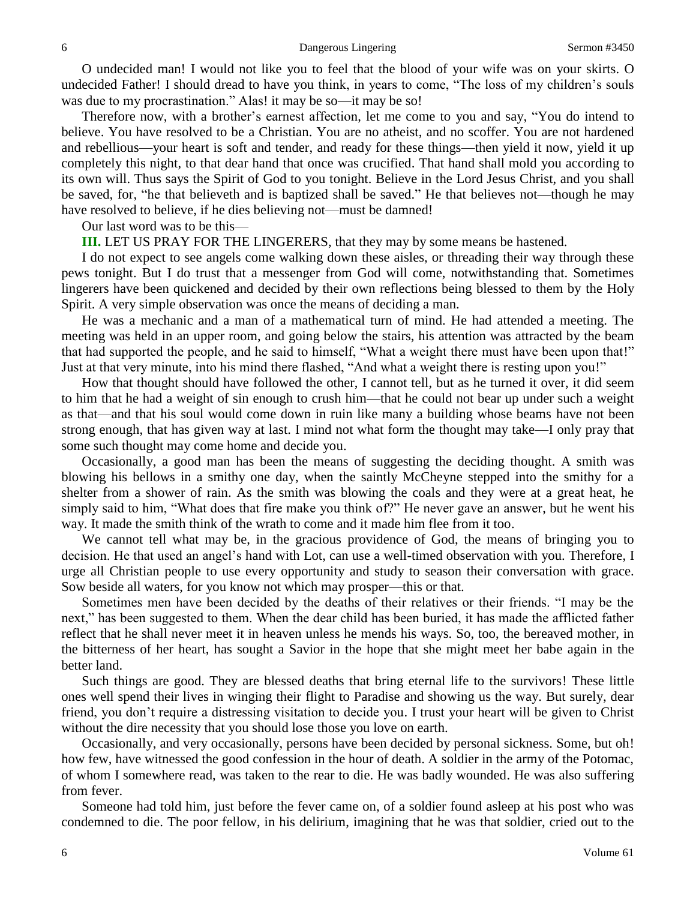O undecided man! I would not like you to feel that the blood of your wife was on your skirts. O undecided Father! I should dread to have you think, in years to come, "The loss of my children's souls was due to my procrastination." Alas! it may be so—it may be so!

Therefore now, with a brother's earnest affection, let me come to you and say, "You do intend to believe. You have resolved to be a Christian. You are no atheist, and no scoffer. You are not hardened and rebellious—your heart is soft and tender, and ready for these things—then yield it now, yield it up completely this night, to that dear hand that once was crucified. That hand shall mold you according to its own will. Thus says the Spirit of God to you tonight. Believe in the Lord Jesus Christ, and you shall be saved, for, "he that believeth and is baptized shall be saved." He that believes not—though he may have resolved to believe, if he dies believing not—must be damned!

Our last word was to be this—

**III.** LET US PRAY FOR THE LINGERERS, that they may by some means be hastened.

I do not expect to see angels come walking down these aisles, or threading their way through these pews tonight. But I do trust that a messenger from God will come, notwithstanding that. Sometimes lingerers have been quickened and decided by their own reflections being blessed to them by the Holy Spirit. A very simple observation was once the means of deciding a man.

He was a mechanic and a man of a mathematical turn of mind. He had attended a meeting. The meeting was held in an upper room, and going below the stairs, his attention was attracted by the beam that had supported the people, and he said to himself, "What a weight there must have been upon that!" Just at that very minute, into his mind there flashed, "And what a weight there is resting upon you!"

How that thought should have followed the other, I cannot tell, but as he turned it over, it did seem to him that he had a weight of sin enough to crush him—that he could not bear up under such a weight as that—and that his soul would come down in ruin like many a building whose beams have not been strong enough, that has given way at last. I mind not what form the thought may take—I only pray that some such thought may come home and decide you.

Occasionally, a good man has been the means of suggesting the deciding thought. A smith was blowing his bellows in a smithy one day, when the saintly McCheyne stepped into the smithy for a shelter from a shower of rain. As the smith was blowing the coals and they were at a great heat, he simply said to him, "What does that fire make you think of?" He never gave an answer, but he went his way. It made the smith think of the wrath to come and it made him flee from it too.

We cannot tell what may be, in the gracious providence of God, the means of bringing you to decision. He that used an angel's hand with Lot, can use a well-timed observation with you. Therefore, I urge all Christian people to use every opportunity and study to season their conversation with grace. Sow beside all waters, for you know not which may prosper—this or that.

Sometimes men have been decided by the deaths of their relatives or their friends. "I may be the next," has been suggested to them. When the dear child has been buried, it has made the afflicted father reflect that he shall never meet it in heaven unless he mends his ways. So, too, the bereaved mother, in the bitterness of her heart, has sought a Savior in the hope that she might meet her babe again in the better land.

Such things are good. They are blessed deaths that bring eternal life to the survivors! These little ones well spend their lives in winging their flight to Paradise and showing us the way. But surely, dear friend, you don't require a distressing visitation to decide you. I trust your heart will be given to Christ without the dire necessity that you should lose those you love on earth.

Occasionally, and very occasionally, persons have been decided by personal sickness. Some, but oh! how few, have witnessed the good confession in the hour of death. A soldier in the army of the Potomac, of whom I somewhere read, was taken to the rear to die. He was badly wounded. He was also suffering from fever.

Someone had told him, just before the fever came on, of a soldier found asleep at his post who was condemned to die. The poor fellow, in his delirium, imagining that he was that soldier, cried out to the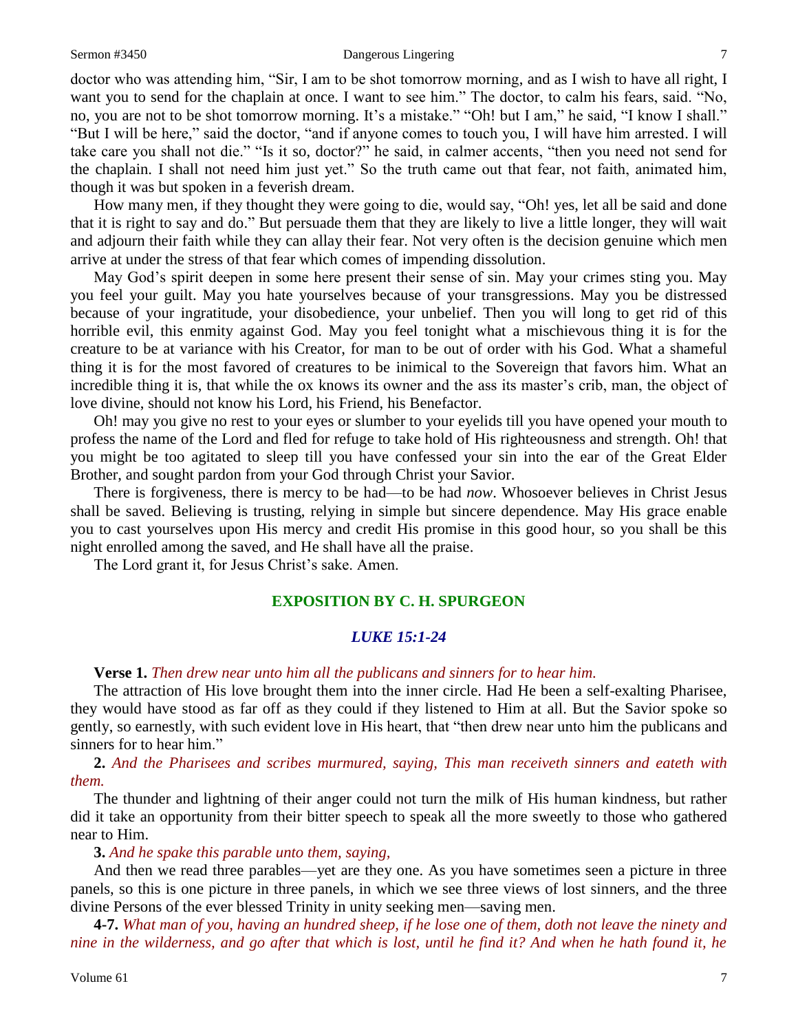doctor who was attending him, "Sir, I am to be shot tomorrow morning, and as I wish to have all right, I want you to send for the chaplain at once. I want to see him." The doctor, to calm his fears, said. "No, no, you are not to be shot tomorrow morning. It's a mistake." "Oh! but I am," he said, "I know I shall." "But I will be here," said the doctor, "and if anyone comes to touch you, I will have him arrested. I will take care you shall not die." "Is it so, doctor?" he said, in calmer accents, "then you need not send for the chaplain. I shall not need him just yet." So the truth came out that fear, not faith, animated him, though it was but spoken in a feverish dream.

How many men, if they thought they were going to die, would say, "Oh! yes, let all be said and done that it is right to say and do." But persuade them that they are likely to live a little longer, they will wait and adjourn their faith while they can allay their fear. Not very often is the decision genuine which men arrive at under the stress of that fear which comes of impending dissolution.

May God's spirit deepen in some here present their sense of sin. May your crimes sting you. May you feel your guilt. May you hate yourselves because of your transgressions. May you be distressed because of your ingratitude, your disobedience, your unbelief. Then you will long to get rid of this horrible evil, this enmity against God. May you feel tonight what a mischievous thing it is for the creature to be at variance with his Creator, for man to be out of order with his God. What a shameful thing it is for the most favored of creatures to be inimical to the Sovereign that favors him. What an incredible thing it is, that while the ox knows its owner and the ass its master's crib, man, the object of love divine, should not know his Lord, his Friend, his Benefactor.

Oh! may you give no rest to your eyes or slumber to your eyelids till you have opened your mouth to profess the name of the Lord and fled for refuge to take hold of His righteousness and strength. Oh! that you might be too agitated to sleep till you have confessed your sin into the ear of the Great Elder Brother, and sought pardon from your God through Christ your Savior.

There is forgiveness, there is mercy to be had—to be had *now*. Whosoever believes in Christ Jesus shall be saved. Believing is trusting, relying in simple but sincere dependence. May His grace enable you to cast yourselves upon His mercy and credit His promise in this good hour, so you shall be this night enrolled among the saved, and He shall have all the praise.

The Lord grant it, for Jesus Christ's sake. Amen.

## EXPOSITION BY C. H. SPURGEON

### *LUKE 15:1-24*

**Verse 1.** *Then drew near unto him all the publicans and sinners for to hear him.*

The attraction of His love brought them into the inner circle. Had He been a self-exalting Pharisee, they would have stood as far off as they could if they listened to Him at all. But the Savior spoke so gently, so earnestly, with such evident love in His heart, that "then drew near unto him the publicans and sinners for to hear him."

**2.** *And the Pharisees and scribes murmured, saying, This man receiveth sinners and eateth with them.*

The thunder and lightning of their anger could not turn the milk of His human kindness, but rather did it take an opportunity from their bitter speech to speak all the more sweetly to those who gathered near to Him.

**3.** *And he spake this parable unto them, saying,*

And then we read three parables—yet are they one. As you have sometimes seen a picture in three panels, so this is one picture in three panels, in which we see three views of lost sinners, and the three divine Persons of the ever blessed Trinity in unity seeking men—saving men.

**4-7.** *What man of you, having an hundred sheep, if he lose one of them, doth not leave the ninety and nine in the wilderness, and go after that which is lost, until he find it? And when he hath found it, he*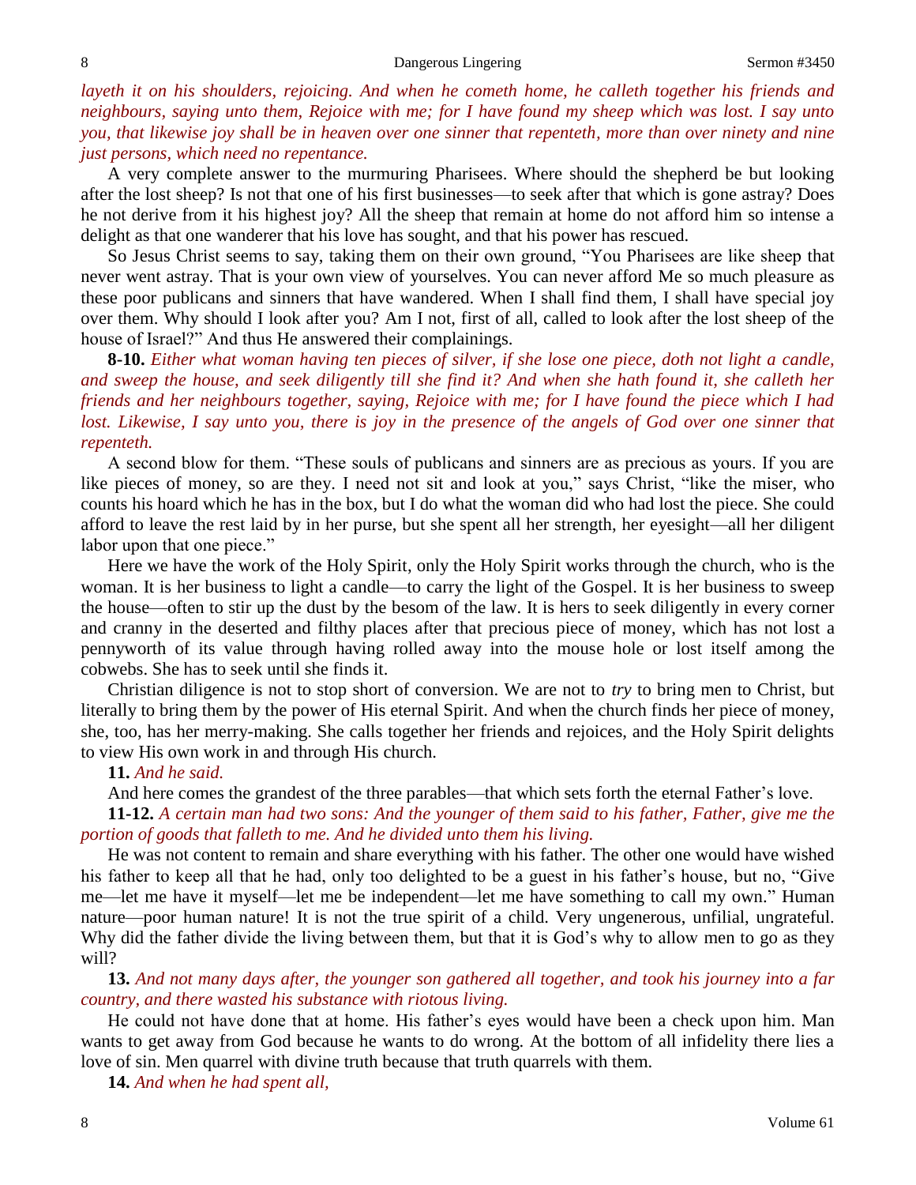*layeth it on his shoulders, rejoicing. And when he cometh home, he calleth together his friends and neighbours, saying unto them, Rejoice with me; for I have found my sheep which was lost. I say unto you, that likewise joy shall be in heaven over one sinner that repenteth, more than over ninety and nine just persons, which need no repentance.*

A very complete answer to the murmuring Pharisees. Where should the shepherd be but looking after the lost sheep? Is not that one of his first businesses—to seek after that which is gone astray? Does he not derive from it his highest joy? All the sheep that remain at home do not afford him so intense a delight as that one wanderer that his love has sought, and that his power has rescued.

So Jesus Christ seems to say, taking them on their own ground, "You Pharisees are like sheep that never went astray. That is your own view of yourselves. You can never afford Me so much pleasure as these poor publicans and sinners that have wandered. When I shall find them, I shall have special joy over them. Why should I look after you? Am I not, first of all, called to look after the lost sheep of the house of Israel?" And thus He answered their complainings.

**8-10.** *Either what woman having ten pieces of silver, if she lose one piece, doth not light a candle, and sweep the house, and seek diligently till she find it? And when she hath found it, she calleth her friends and her neighbours together, saying, Rejoice with me; for I have found the piece which I had lost. Likewise, I say unto you, there is joy in the presence of the angels of God over one sinner that repenteth.*

A second blow for them. "These souls of publicans and sinners are as precious as yours. If you are like pieces of money, so are they. I need not sit and look at you," says Christ, "like the miser, who counts his hoard which he has in the box, but I do what the woman did who had lost the piece. She could afford to leave the rest laid by in her purse, but she spent all her strength, her eyesight—all her diligent labor upon that one piece."

Here we have the work of the Holy Spirit, only the Holy Spirit works through the church, who is the woman. It is her business to light a candle—to carry the light of the Gospel. It is her business to sweep the house—often to stir up the dust by the besom of the law. It is hers to seek diligently in every corner and cranny in the deserted and filthy places after that precious piece of money, which has not lost a pennyworth of its value through having rolled away into the mouse hole or lost itself among the cobwebs. She has to seek until she finds it.

Christian diligence is not to stop short of conversion. We are not to *try* to bring men to Christ, but literally to bring them by the power of His eternal Spirit. And when the church finds her piece of money, she, too, has her merry-making. She calls together her friends and rejoices, and the Holy Spirit delights to view His own work in and through His church.

**11.** *And he said.*

And here comes the grandest of the three parables—that which sets forth the eternal Father's love.

**11-12.** *A certain man had two sons: And the younger of them said to his father, Father, give me the portion of goods that falleth to me. And he divided unto them his living.*

He was not content to remain and share everything with his father. The other one would have wished his father to keep all that he had, only too delighted to be a guest in his father's house, but no, "Give me—let me have it myself—let me be independent—let me have something to call my own." Human nature—poor human nature! It is not the true spirit of a child. Very ungenerous, unfilial, ungrateful. Why did the father divide the living between them, but that it is God's why to allow men to go as they will?

**13.** *And not many days after, the younger son gathered all together, and took his journey into a far country, and there wasted his substance with riotous living.*

He could not have done that at home. His father's eyes would have been a check upon him. Man wants to get away from God because he wants to do wrong. At the bottom of all infidelity there lies a love of sin. Men quarrel with divine truth because that truth quarrels with them.

**14.** *And when he had spent all,*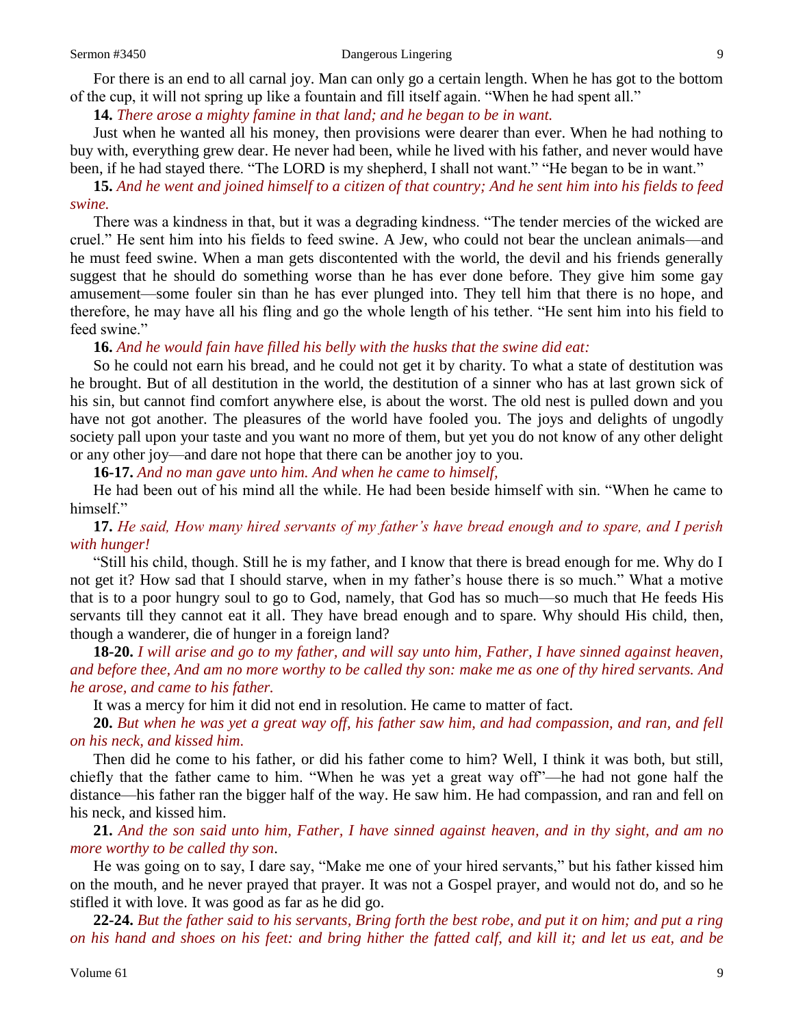For there is an end to all carnal joy. Man can only go a certain length. When he has got to the bottom of the cup, it will not spring up like a fountain and fill itself again. "When he had spent all."

**14.** *There arose a mighty famine in that land; and he began to be in want.*

Just when he wanted all his money, then provisions were dearer than ever. When he had nothing to buy with, everything grew dear. He never had been, while he lived with his father, and never would have been, if he had stayed there. "The LORD is my shepherd, I shall not want." "He began to be in want."

**15.** *And he went and joined himself to a citizen of that country; And he sent him into his fields to feed swine.*

There was a kindness in that, but it was a degrading kindness. "The tender mercies of the wicked are cruel." He sent him into his fields to feed swine. A Jew, who could not bear the unclean animals—and he must feed swine. When a man gets discontented with the world, the devil and his friends generally suggest that he should do something worse than he has ever done before. They give him some gay amusement—some fouler sin than he has ever plunged into. They tell him that there is no hope, and therefore, he may have all his fling and go the whole length of his tether. "He sent him into his field to feed swine."

**16.** *And he would fain have filled his belly with the husks that the swine did eat:*

So he could not earn his bread, and he could not get it by charity. To what a state of destitution was he brought. But of all destitution in the world, the destitution of a sinner who has at last grown sick of his sin, but cannot find comfort anywhere else, is about the worst. The old nest is pulled down and you have not got another. The pleasures of the world have fooled you. The joys and delights of ungodly society pall upon your taste and you want no more of them, but yet you do not know of any other delight or any other joy—and dare not hope that there can be another joy to you.

**16-17.** *And no man gave unto him. And when he came to himself,*

He had been out of his mind all the while. He had been beside himself with sin. "When he came to himself."

**17.** *He said, How many hired servants of my father's have bread enough and to spare, and I perish with hunger!*

"Still his child, though. Still he is my father, and I know that there is bread enough for me. Why do I not get it? How sad that I should starve, when in my father's house there is so much." What a motive that is to a poor hungry soul to go to God, namely, that God has so much—so much that He feeds His servants till they cannot eat it all. They have bread enough and to spare. Why should His child, then, though a wanderer, die of hunger in a foreign land?

**18-20.** *I will arise and go to my father, and will say unto him, Father, I have sinned against heaven, and before thee, And am no more worthy to be called thy son: make me as one of thy hired servants. And he arose, and came to his father.*

It was a mercy for him it did not end in resolution. He came to matter of fact.

**20.** *But when he was yet a great way off, his father saw him, and had compassion, and ran, and fell on his neck, and kissed him.*

Then did he come to his father, or did his father come to him? Well, I think it was both, but still, chiefly that the father came to him. "When he was yet a great way off"—he had not gone half the distance—his father ran the bigger half of the way. He saw him. He had compassion, and ran and fell on his neck, and kissed him.

**21.** *And the son said unto him, Father, I have sinned against heaven, and in thy sight, and am no more worthy to be called thy son*.

He was going on to say, I dare say, "Make me one of your hired servants," but his father kissed him on the mouth, and he never prayed that prayer. It was not a Gospel prayer, and would not do, and so he stifled it with love. It was good as far as he did go.

**22-24.** *But the father said to his servants, Bring forth the best robe, and put it on him; and put a ring on his hand and shoes on his feet: and bring hither the fatted calf, and kill it; and let us eat, and be*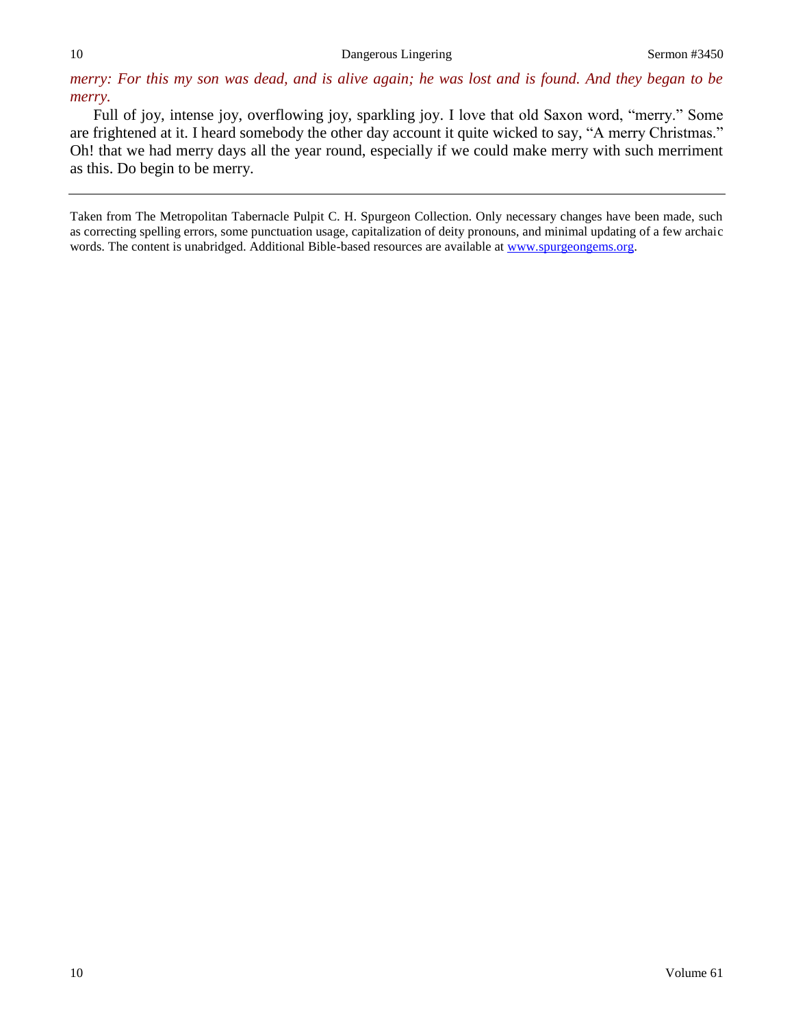*merry: For this my son was dead, and is alive again; he was lost and is found. And they began to be merry.*

Full of joy, intense joy, overflowing joy, sparkling joy. I love that old Saxon word, "merry." Some are frightened at it. I heard somebody the other day account it quite wicked to say, "A merry Christmas." Oh! that we had merry days all the year round, especially if we could make merry with such merriment as this. Do begin to be merry.

---

Taken from The Metropolitan Tabernacle Pulpit C. H. Spurgeon Collection. Only necessary changes have been made, such as correcting spelling errors, some punctuation usage, capitalization of deity pronouns, and minimal updating of a few archaic words. The content is unabridged. Additional Bible-based resources are available at www.spurgeongems.org.